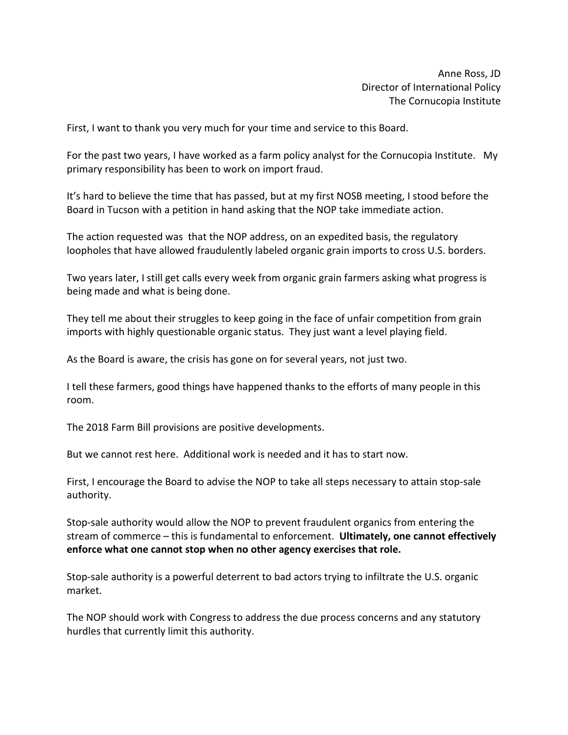Anne Ross, JD
Director of International Policy
The Cornucopia Institute

First, I want to thank you very much for your time and service to this Board.

For the past two years, I have worked as a farm policy analyst for the Cornucopia Institute. My primary responsibility has been to work on import fraud.

It's hard to believe the time that has passed, but at my first NOSB meeting, I stood before the Board in Tucson with a petition in hand asking that the NOP take immediate action.

The action requested was that the NOP address, on an expedited basis, the regulatory loopholes that have allowed fraudulently labeled organic grain imports to cross U.S. borders.

Two years later, I still get calls every week from organic grain farmers asking what progress is being made and what is being done.

They tell me about their struggles to keep going in the face of unfair competition from grain imports with highly questionable organic status. They just want a level playing field.

As the Board is aware, the crisis has gone on for several years, not just two.

I tell these farmers, good things have happened thanks to the efforts of many people in this room.

The 2018 Farm Bill provisions are positive developments.

But we cannot rest here. Additional work is needed and it has to start now.

First, I encourage the Board to advise the NOP to take all steps necessary to attain stop-sale authority.

Stop-sale authority would allow the NOP to prevent fraudulent organics from entering the stream of commerce – this is fundamental to enforcement. **Ultimately, one cannot effectively enforce what one cannot stop when no other agency exercises that role.**

Stop-sale authority is a powerful deterrent to bad actors trying to infiltrate the U.S. organic market.

The NOP should work with Congress to address the due process concerns and any statutory hurdles that currently limit this authority.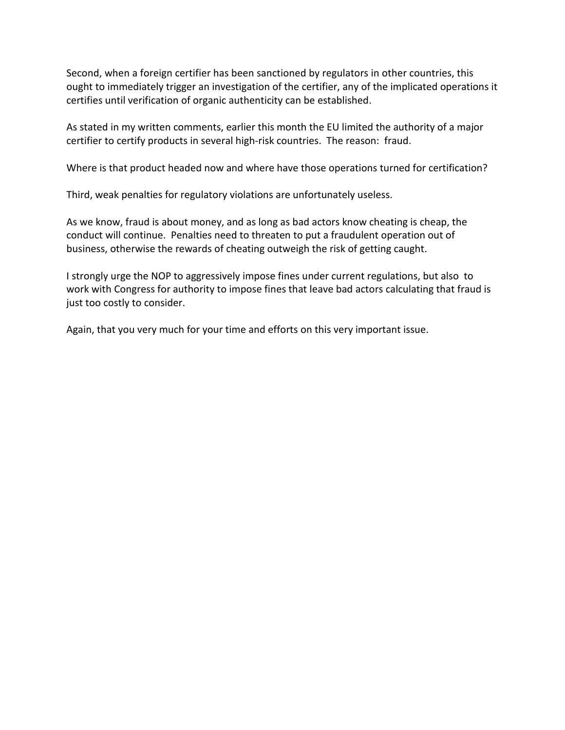Second, when a foreign certifier has been sanctioned by regulators in other countries, this ought to immediately trigger an investigation of the certifier, any of the implicated operations it certifies until verification of organic authenticity can be established.

As stated in my written comments, earlier this month the EU limited the authority of a major certifier to certify products in several high-risk countries. The reason: fraud.

Where is that product headed now and where have those operations turned for certification?

Third, weak penalties for regulatory violations are unfortunately useless.

As we know, fraud is about money, and as long as bad actors know cheating is cheap, the conduct will continue. Penalties need to threaten to put a fraudulent operation out of business, otherwise the rewards of cheating outweigh the risk of getting caught.

I strongly urge the NOP to aggressively impose fines under current regulations, but also to work with Congress for authority to impose fines that leave bad actors calculating that fraud is just too costly to consider.

Again, that you very much for your time and efforts on this very important issue.